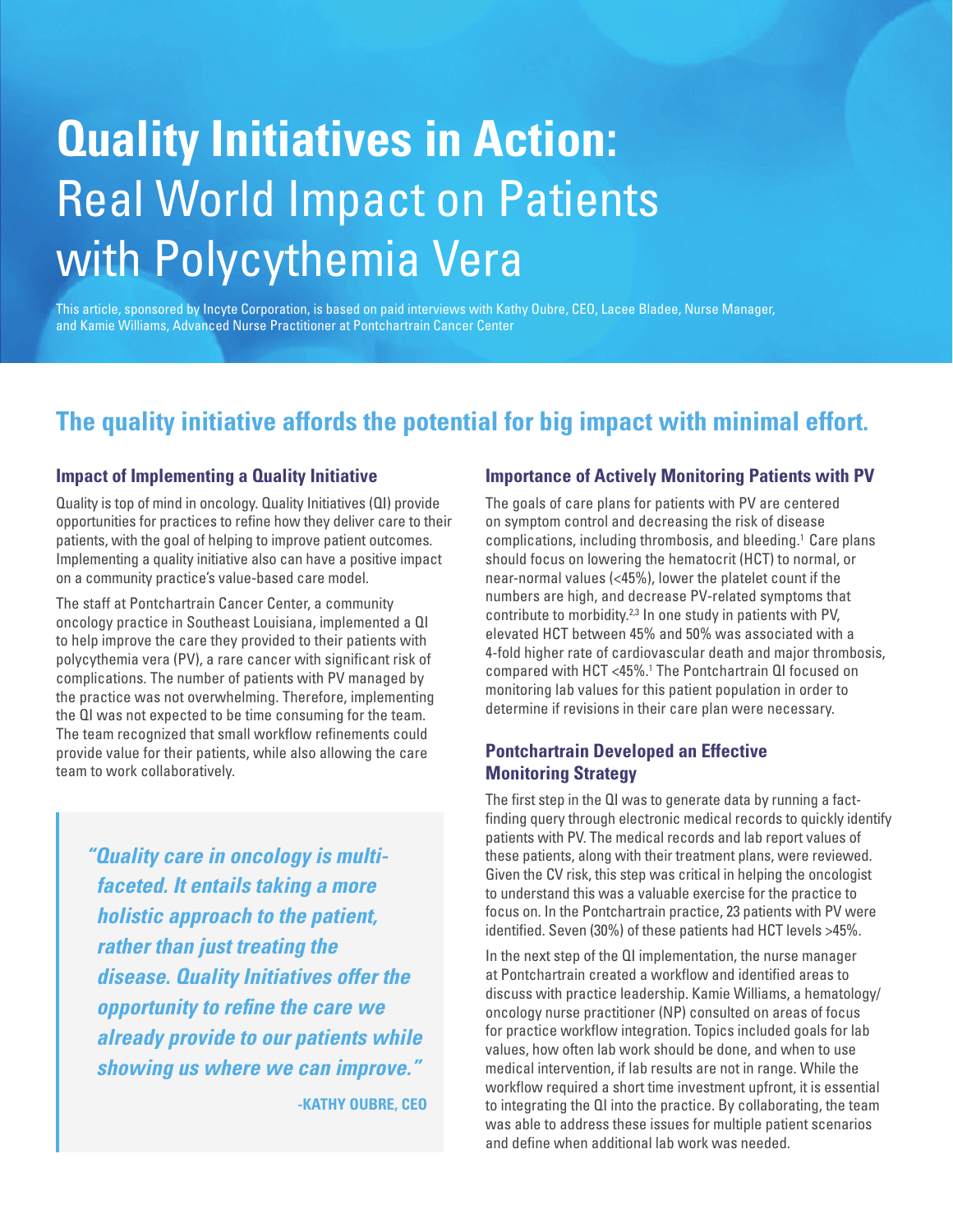# **Quality Initiatives in Action:** Real World Impact on Patients with Polycythemia Vera

This article, sponsored by Incyte Corporation, is based on paid interviews with Kathy Oubre, CEO, Lacee Bladee, Nurse Manager, and Kamie Williams, Advanced Nurse Practitioner at Pontchartrain Cancer Center

## The quality initiative affords the potential for big impact with minimal effort.

### Impact of Implementing a Quality Initiative

Quality is top of mind in oncology. Quality Initiatives (QI) provide opportunities for practices to refine how they deliver care to their patients, with the goal of helping to improve patient outcomes. Implementing a quality initiative also can have a positive impact on a community practice's value-based care model.

The staff at Pontchartrain Cancer Center, a community oncology practice in Southeast Louisiana, implemented a QI to help improve the care they provided to their patients with polycythemia vera (PV), a rare cancer with significant risk of complications. The number of patients with PV managed by the practice was not overwhelming. Therefore, implementing the QI was not expected to be time consuming for the team. The team recognized that small workflow refinements could provide value for their patients, while also allowing the care team to work collaboratively.

> ***"Quality care in oncology is multi-faceted. It entails taking a more holistic approach to the patient, rather than just treating the disease. Quality Initiatives offer the opportunity to refine the care we already provide to our patients while showing us where we can improve."***
>
> **-KATHY OUBRE, CEO**

### Importance of Actively Monitoring Patients with PV

The goals of care plans for patients with PV are centered on symptom control and decreasing the risk of disease complications, including thrombosis, and bleeding.[1] Care plans should focus on lowering the hematocrit (HCT) to normal, or near-normal values (<45%), lower the platelet count if the numbers are high, and decrease PV-related symptoms that contribute to morbidity.[2,3] In one study in patients with PV, elevated HCT between 45% and 50% was associated with a 4-fold higher rate of cardiovascular death and major thrombosis, compared with HCT <45%.[1] The Pontchartrain QI focused on monitoring lab values for this patient population in order to determine if revisions in their care plan were necessary.

### Pontchartrain Developed an Effective Monitoring Strategy

The first step in the QI was to generate data by running a fact-finding query through electronic medical records to quickly identify patients with PV. The medical records and lab report values of these patients, along with their treatment plans, were reviewed. Given the CV risk, this step was critical in helping the oncologist to understand this was a valuable exercise for the practice to focus on. In the Pontchartrain practice, 23 patients with PV were identified. Seven (30%) of these patients had HCT levels >45%.

In the next step of the QI implementation, the nurse manager at Pontchartrain created a workflow and identified areas to discuss with practice leadership. Kamie Williams, a hematology/oncology nurse practitioner (NP) consulted on areas of focus for practice workflow integration. Topics included goals for lab values, how often lab work should be done, and when to use medical intervention, if lab results are not in range. While the workflow required a short time investment upfront, it is essential to integrating the QI into the practice. By collaborating, the team was able to address these issues for multiple patient scenarios and define when additional lab work was needed.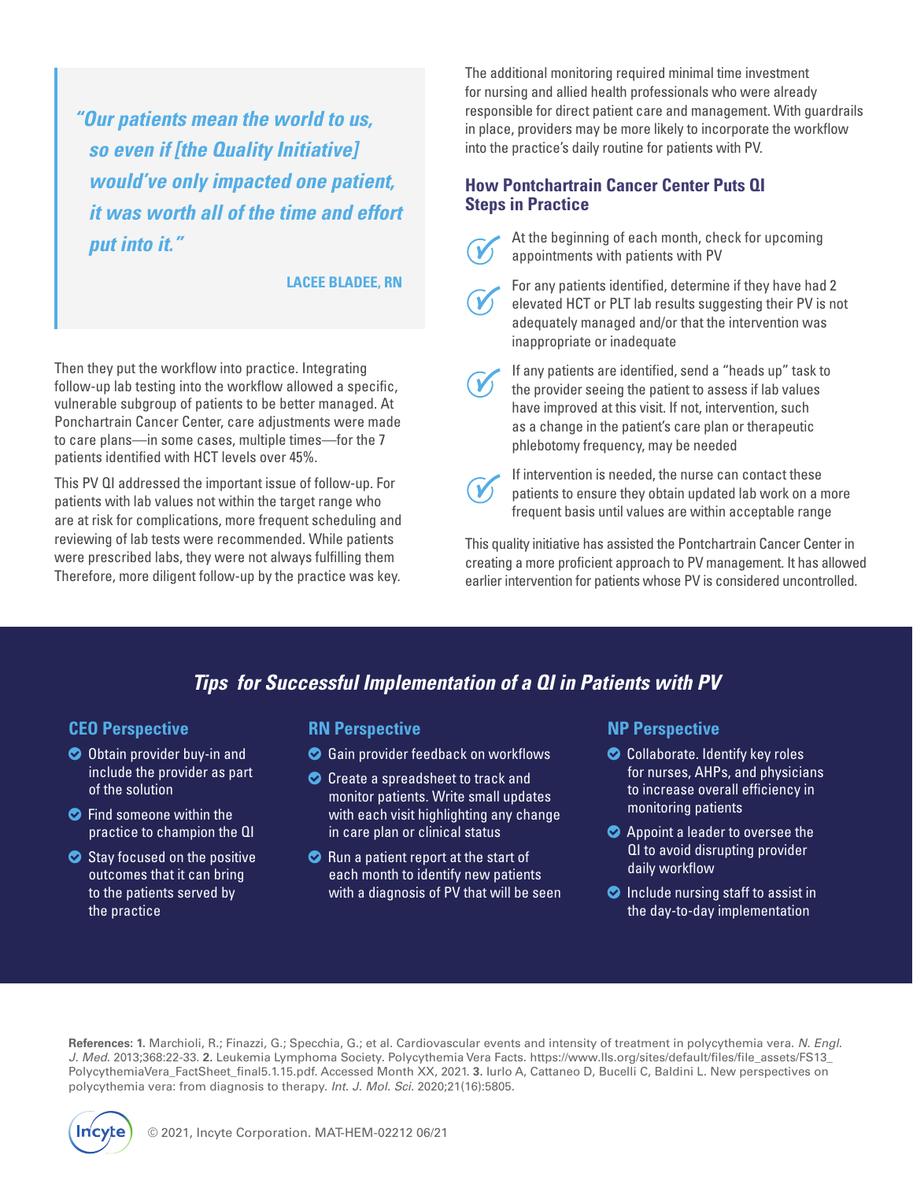> *"Our patients mean the world to us, so even if [the Quality Initiative] would've only impacted one patient, it was worth all of the time and effort put into it."*
>
> **LACEE BLADEE, RN**

Then they put the workflow into practice. Integrating follow-up lab testing into the workflow allowed a specific, vulnerable subgroup of patients to be better managed. At Ponchartrain Cancer Center, care adjustments were made to care plans—in some cases, multiple times—for the 7 patients identified with HCT levels over 45%.

This PV QI addressed the important issue of follow-up. For patients with lab values not within the target range who are at risk for complications, more frequent scheduling and reviewing of lab tests were recommended. While patients were prescribed labs, they were not always fulfilling them Therefore, more diligent follow-up by the practice was key.

The additional monitoring required minimal time investment for nursing and allied health professionals who were already responsible for direct patient care and management. With guardrails in place, providers may be more likely to incorporate the workflow into the practice's daily routine for patients with PV.

## How Pontchartrain Cancer Center Puts QI Steps in Practice

- At the beginning of each month, check for upcoming appointments with patients with PV
- For any patients identified, determine if they have had 2 elevated HCT or PLT lab results suggesting their PV is not adequately managed and/or that the intervention was inappropriate or inadequate
- If any patients are identified, send a "heads up" task to the provider seeing the patient to assess if lab values have improved at this visit. If not, intervention, such as a change in the patient's care plan or therapeutic phlebotomy frequency, may be needed
- If intervention is needed, the nurse can contact these patients to ensure they obtain updated lab work on a more frequent basis until values are within acceptable range

This quality initiative has assisted the Pontchartrain Cancer Center in creating a more proficient approach to PV management. It has allowed earlier intervention for patients whose PV is considered uncontrolled.

## *Tips for Successful Implementation of a QI in Patients with PV*

### CEO Perspective

- Obtain provider buy-in and include the provider as part of the solution
- Find someone within the practice to champion the QI
- Stay focused on the positive outcomes that it can bring to the patients served by the practice

### RN Perspective

- Gain provider feedback on workflows
- Create a spreadsheet to track and monitor patients. Write small updates with each visit highlighting any change in care plan or clinical status
- Run a patient report at the start of each month to identify new patients with a diagnosis of PV that will be seen

### NP Perspective

- Collaborate. Identify key roles for nurses, AHPs, and physicians to increase overall efficiency in monitoring patients
- Appoint a leader to oversee the QI to avoid disrupting provider daily workflow
- Include nursing staff to assist in the day-to-day implementation

**References: 1.** Marchioli, R.; Finazzi, G.; Specchia, G.; et al. Cardiovascular events and intensity of treatment in polycythemia vera. *N. Engl. J. Med.* 2013;368:22-33. **2.** Leukemia Lymphoma Society. Polycythemia Vera Facts. https://www.lls.org/sites/default/files/file_assets/FS13_PolycythemiaVera_FactSheet_final5.1.15.pdf. Accessed Month XX, 2021. **3.** Iurlo A, Cattaneo D, Bucelli C, Baldini L. New perspectives on polycythemia vera: from diagnosis to therapy. *Int. J. Mol. Sci.* 2020;21(16):5805.

© 2021, Incyte Corporation. MAT-HEM-02212 06/21